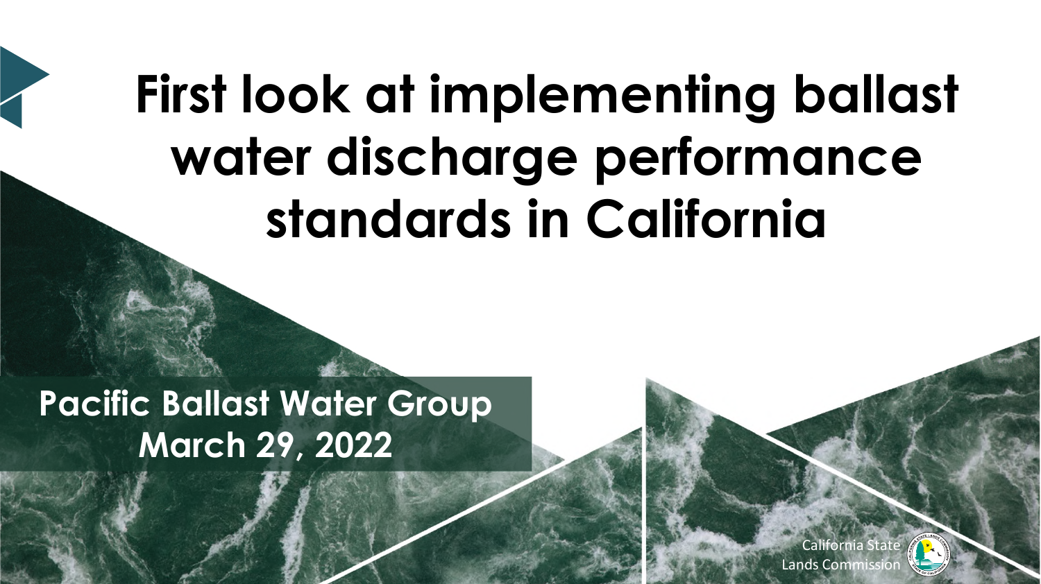# First look at implementing ballast water discharge performance standards in California

**Pacific Ballast Water Group**
**March 29, 2022**

California State Lands Commission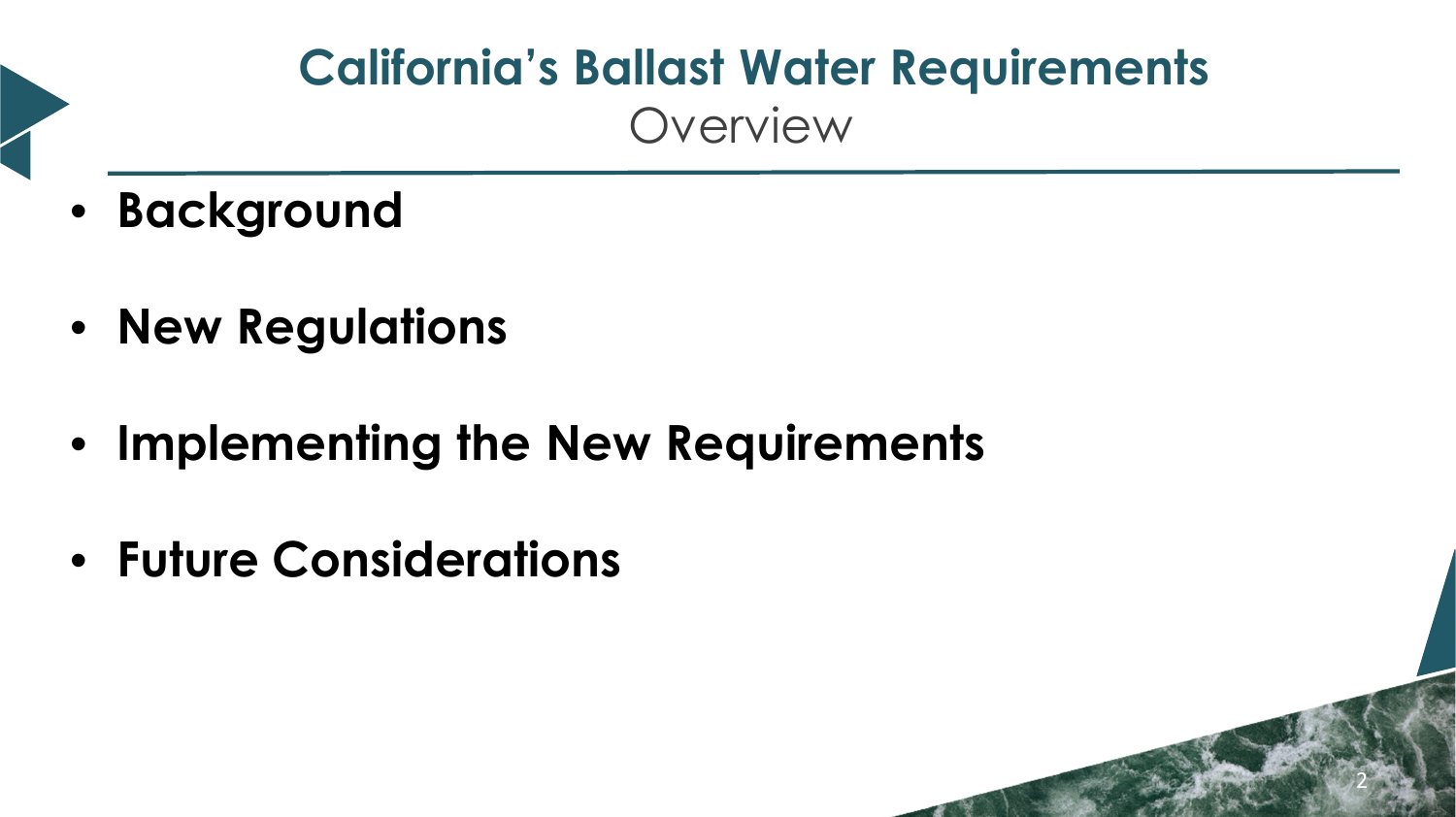# California's Ballast Water Requirements

## Overview

- **Background**
- **New Regulations**
- **Implementing the New Requirements**
- **Future Considerations**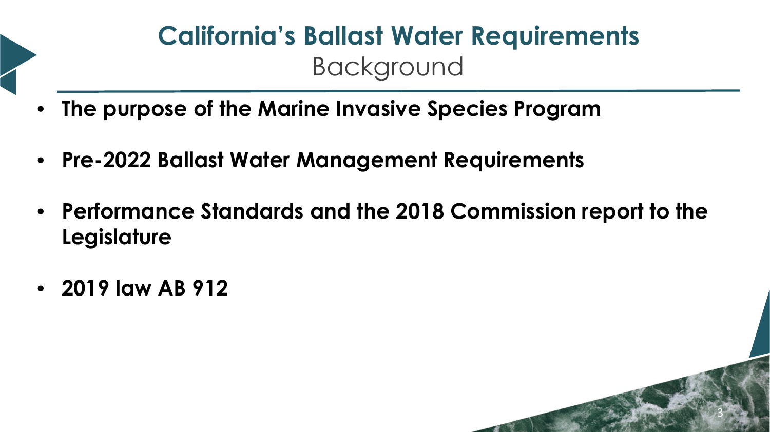# California's Ballast Water Requirements

## Background

- **The purpose of the Marine Invasive Species Program**
- **Pre-2022 Ballast Water Management Requirements**
- **Performance Standards and the 2018 Commission report to the Legislature**
- **2019 law AB 912**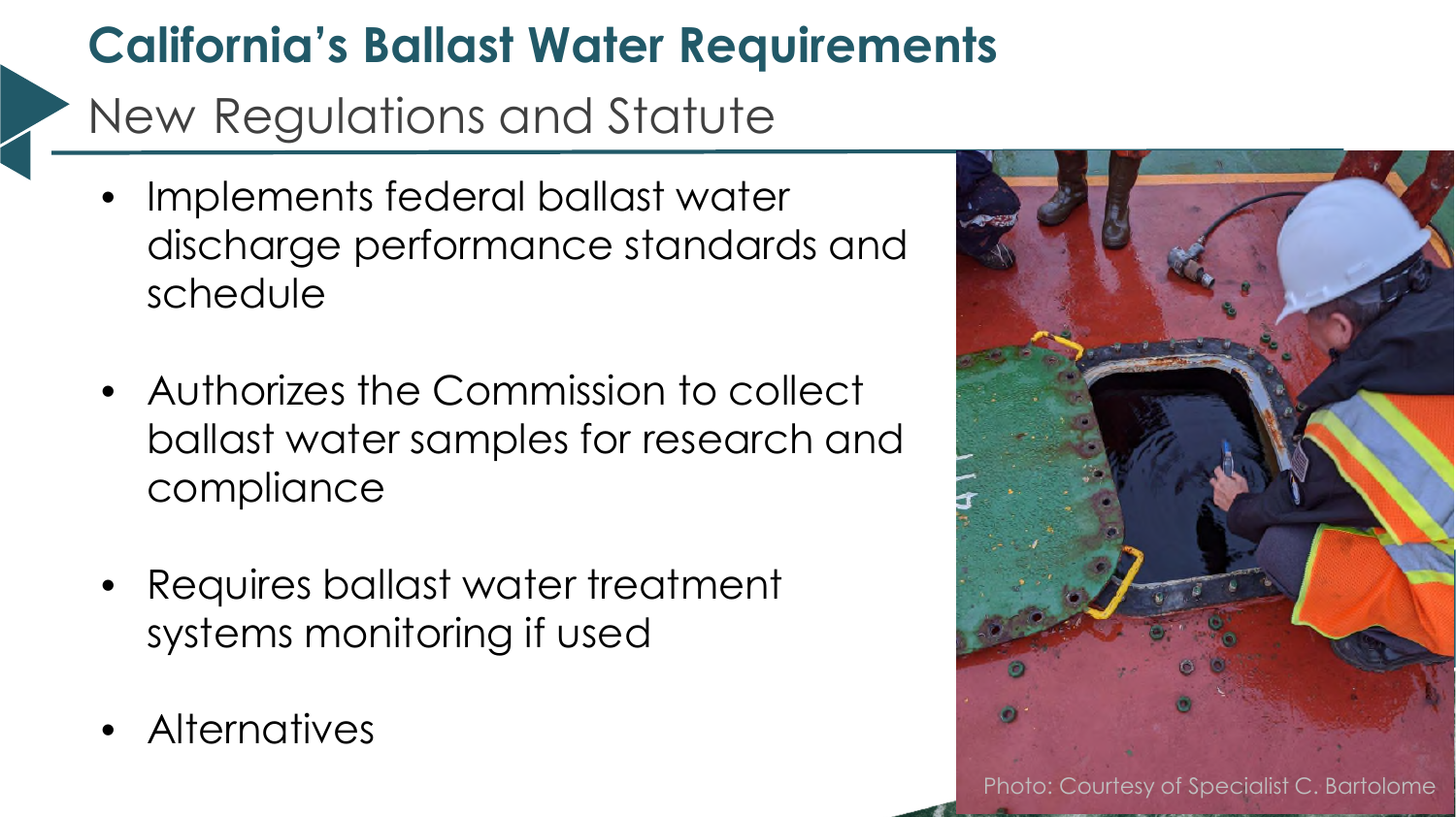# California's Ballast Water Requirements

## New Regulations and Statute

- Implements federal ballast water discharge performance standards and schedule
- Authorizes the Commission to collect ballast water samples for research and compliance
- Requires ballast water treatment systems monitoring if used
- Alternatives

Photo: Courtesy of Specialist C. Bartolome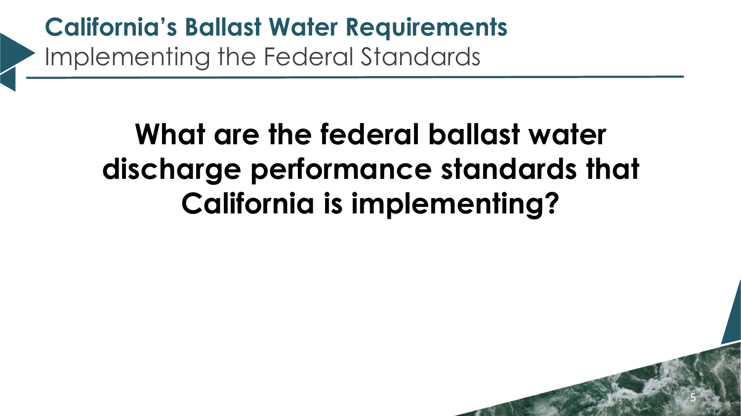# California's Ballast Water Requirements

## Implementing the Federal Standards

**What are the federal ballast water discharge performance standards that California is implementing?**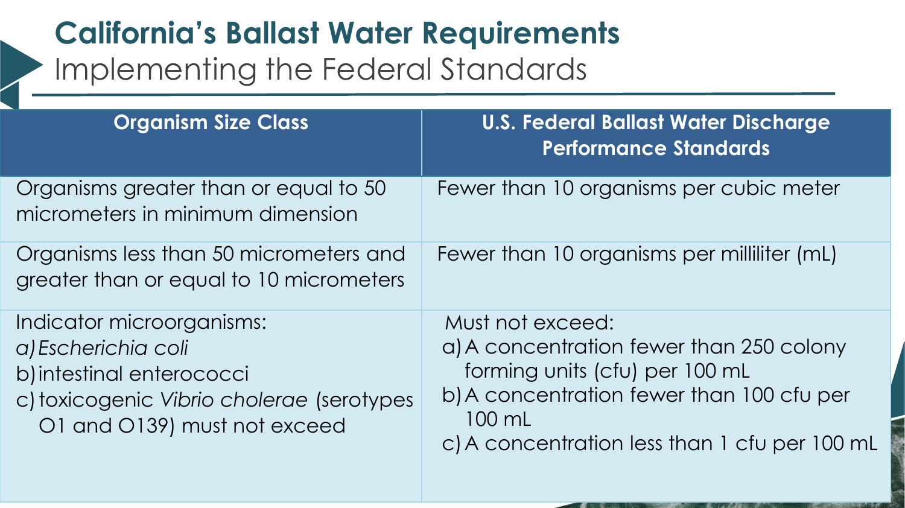# California's Ballast Water Requirements

## Implementing the Federal Standards

| Organism Size Class | U.S. Federal Ballast Water Discharge Performance Standards |
| --- | --- |
| Organisms greater than or equal to 50 micrometers in minimum dimension | Fewer than 10 organisms per cubic meter |
| Organisms less than 50 micrometers and greater than or equal to 10 micrometers | Fewer than 10 organisms per milliliter (mL) |
| Indicator microorganisms:<br>a) *Escherichia coli*<br>b) intestinal enterococci<br>c) toxicogenic *Vibrio cholerae* (serotypes O1 and O139) must not exceed | Must not exceed:<br>a) A concentration fewer than 250 colony forming units (cfu) per 100 mL<br>b) A concentration fewer than 100 cfu per 100 mL<br>c) A concentration less than 1 cfu per 100 mL |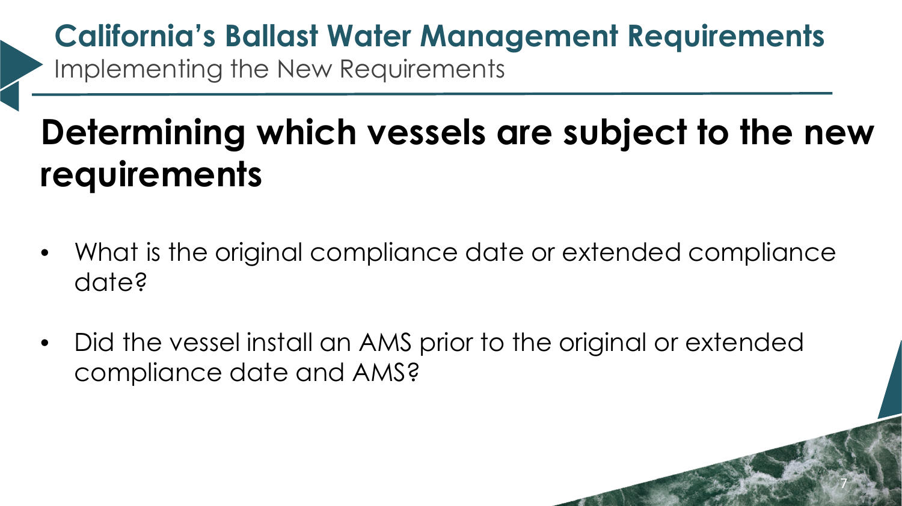# California's Ballast Water Management Requirements

## Implementing the New Requirements

### Determining which vessels are subject to the new requirements

- What is the original compliance date or extended compliance date?
- Did the vessel install an AMS prior to the original or extended compliance date and AMS?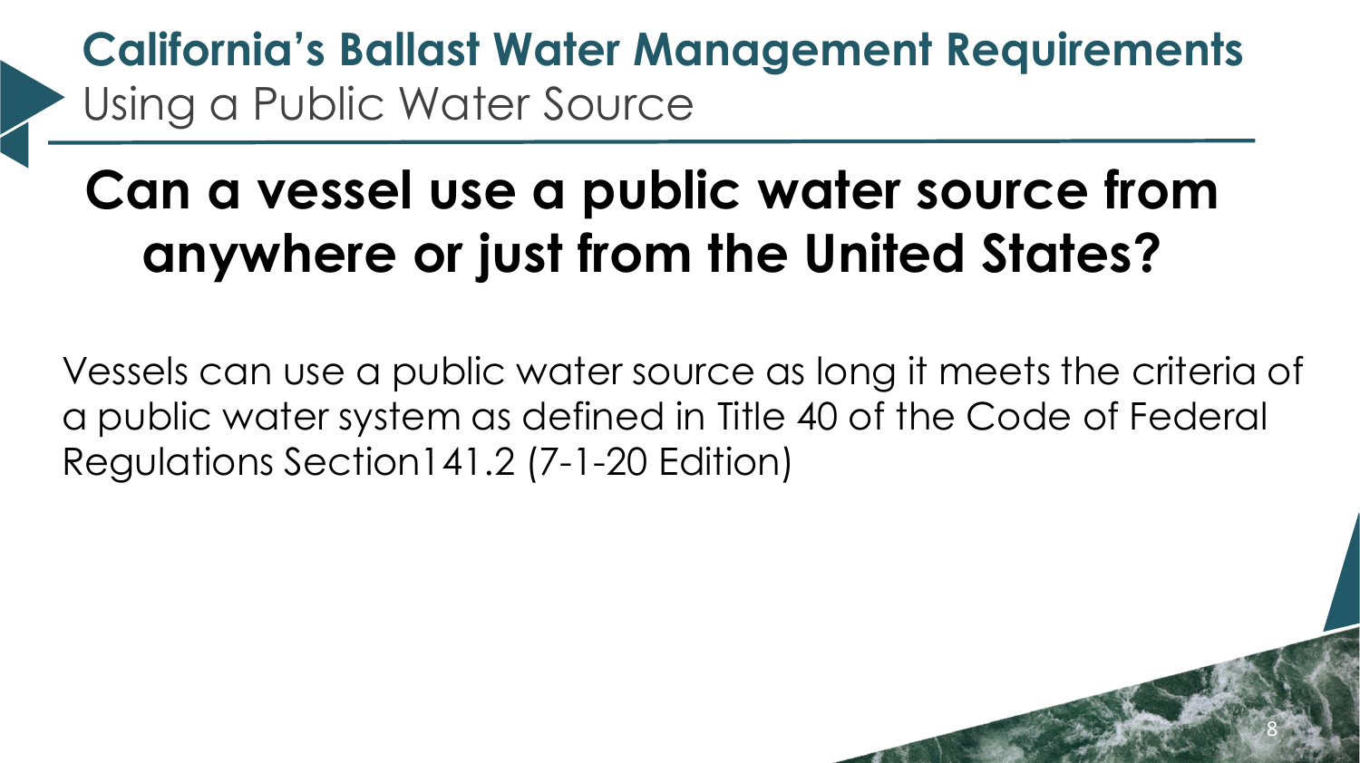# California's Ballast Water Management Requirements

## Using a Public Water Source

## Can a vessel use a public water source from anywhere or just from the United States?

Vessels can use a public water source as long it meets the criteria of a public water system as defined in Title 40 of the Code of Federal Regulations Section141.2 (7-1-20 Edition)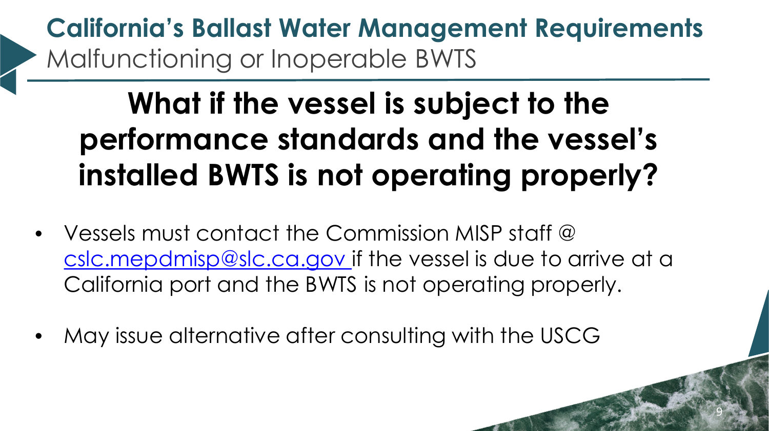# California's Ballast Water Management Requirements

## Malfunctioning or Inoperable BWTS

### What if the vessel is subject to the performance standards and the vessel's installed BWTS is not operating properly?

- Vessels must contact the Commission MISP staff @ cslc.mepdmisp@slc.ca.gov if the vessel is due to arrive at a California port and the BWTS is not operating properly.
- May issue alternative after consulting with the USCG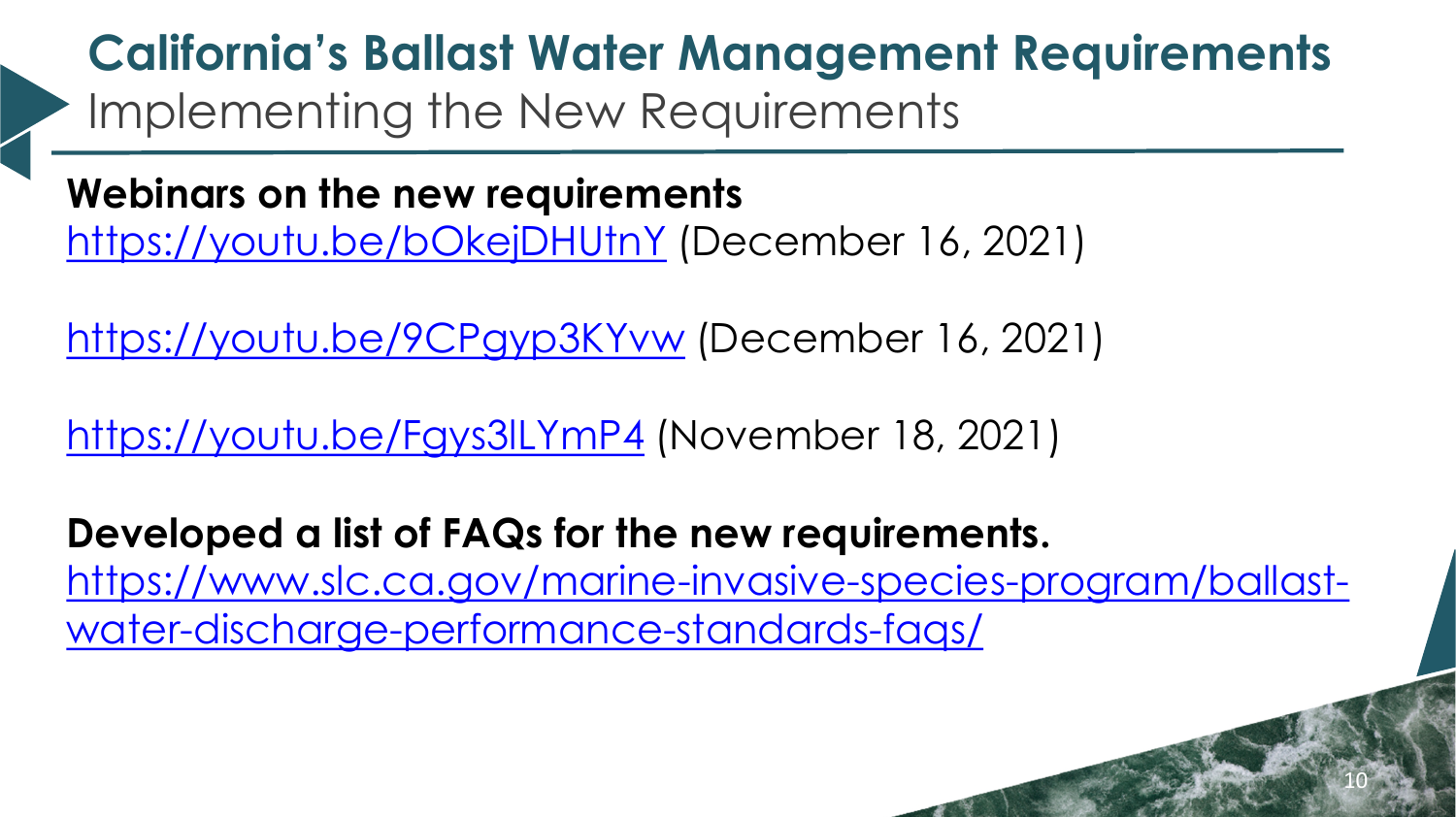# California's Ballast Water Management Requirements

## Implementing the New Requirements

**Webinars on the new requirements**

https://youtu.be/bOkejDHUtnY (December 16, 2021)

https://youtu.be/9CPgyp3KYvw (December 16, 2021)

https://youtu.be/Fgys3lLYmP4 (November 18, 2021)

**Developed a list of FAQs for the new requirements.**

https://www.slc.ca.gov/marine-invasive-species-program/ballast-water-discharge-performance-standards-faqs/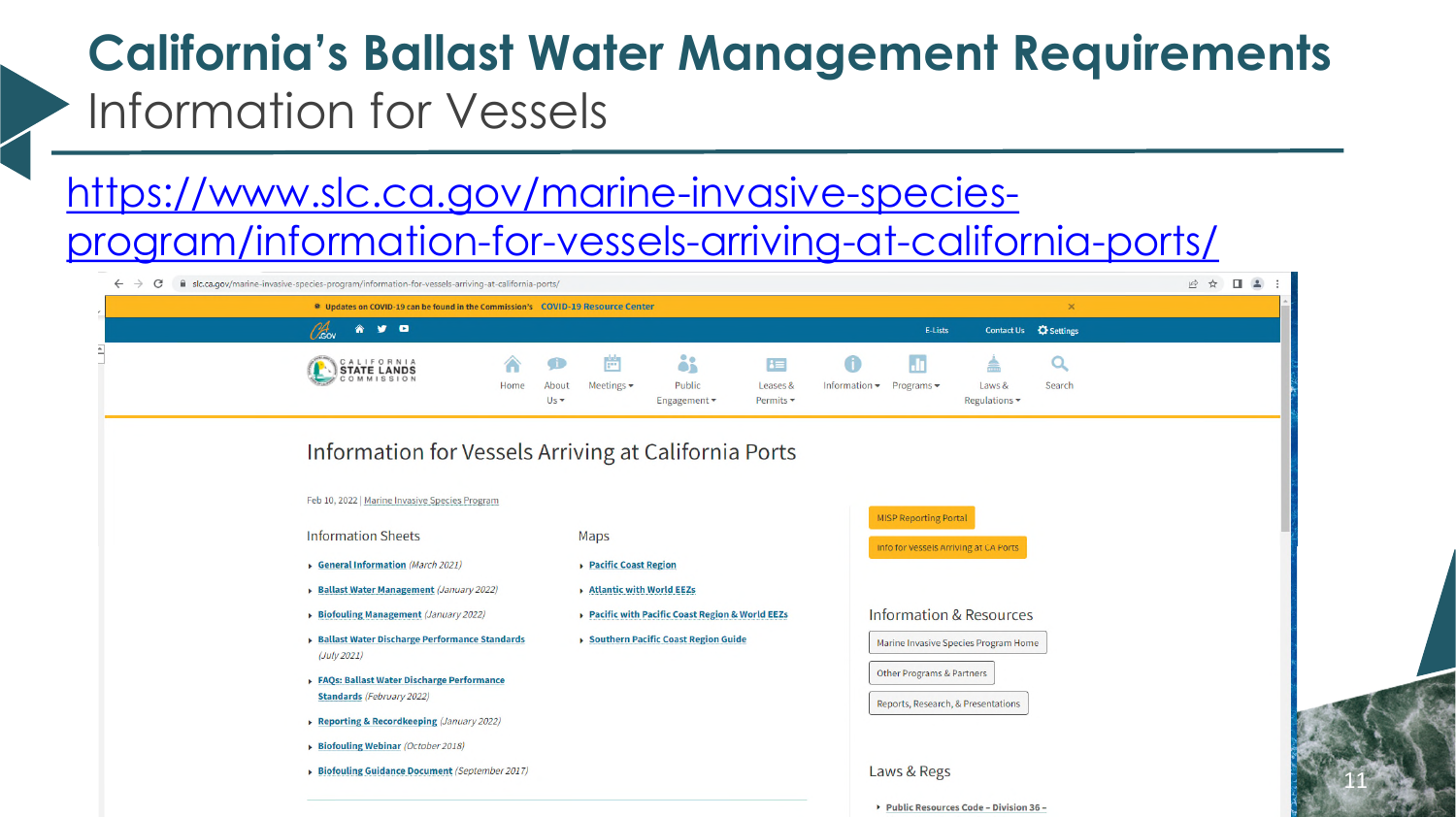# California's Ballast Water Management Requirements

## Information for Vessels

https://www.slc.ca.gov/marine-invasive-species-program/information-for-vessels-arriving-at-california-ports/

slc.ca.gov/marine-invasive-species-program/information-for-vessels-arriving-at-california-ports/

Updates on COVID-19 can be found in the Commission's COVID-19 Resource Center

E-Lists | Contact Us | Settings

CALIFORNIA STATE LANDS COMMISSION

Home | About Us | Meetings | Public Engagement | Leases & Permits | Information | Programs | Laws & Regulations | Search

### Information for Vessels Arriving at California Ports

Feb 10, 2022 | Marine Invasive Species Program

MISP Reporting Portal

Info for vessels Arriving at CA Ports

#### Information Sheets

- **General Information** *(March 2021)*
- **Ballast Water Management** *(January 2022)*
- **Biofouling Management** *(January 2022)*
- **Ballast Water Discharge Performance Standards** *(July 2021)*
- **FAQs: Ballast Water Discharge Performance Standards** *(February 2022)*
- **Reporting & Recordkeeping** *(January 2022)*
- **Biofouling Webinar** *(October 2018)*
- **Biofouling Guidance Document** *(September 2017)*

#### Maps

- **Pacific Coast Region**
- **Atlantic with World EEZs**
- **Pacific with Pacific Coast Region & World EEZs**
- **Southern Pacific Coast Region Guide**

#### Information & Resources

- Marine Invasive Species Program Home
- Other Programs & Partners
- Reports, Research, & Presentations

#### Laws & Regs

- **Public Resources Code – Division 36 –**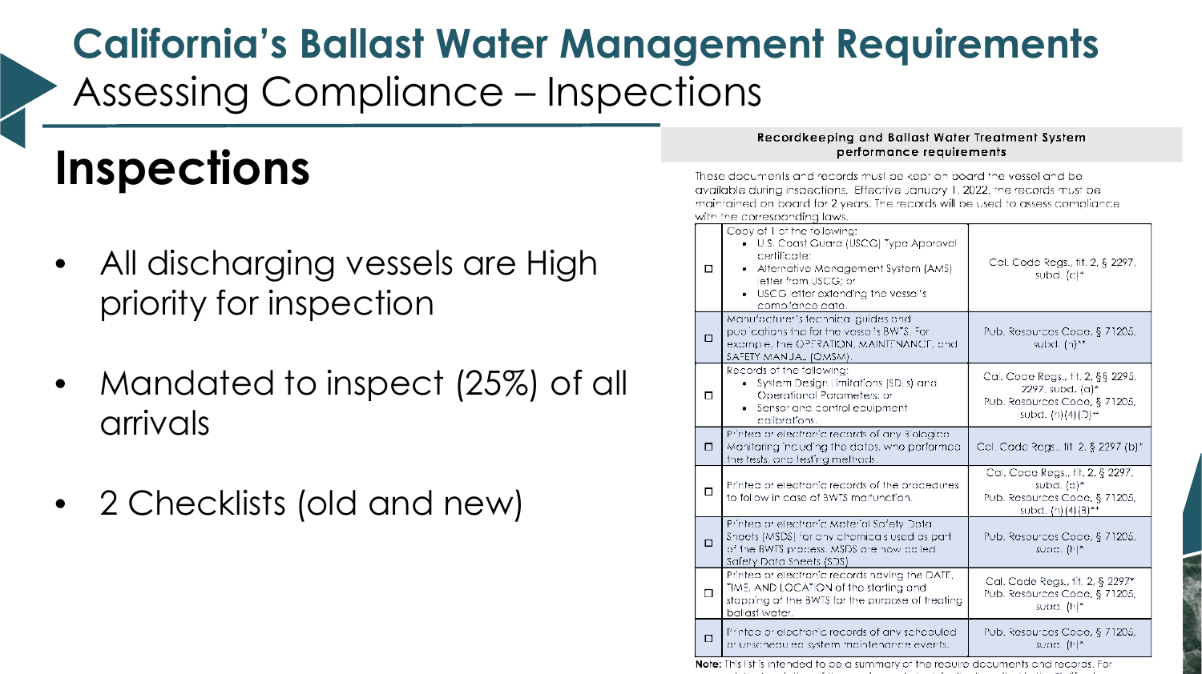# California's Ballast Water Management Requirements

## Assessing Compliance – Inspections

## Inspections

- All discharging vessels are High priority for inspection
- Mandated to inspect (25%) of all arrivals
- 2 Checklists (old and new)

**Recordkeeping and Ballast Water Treatment System performance requirements**

These documents and records must be kept on board the vessel and be available during inspections. Effective January 1, 2022, the records must be maintained on board for 2 years. The records will be used to assess compliance with the corresponding laws.

| | | |
|---|---|---|
| ☐ | Copy of 1 of the following:<br>• U.S. Coast Guard (USCG) Type Approval certificate;<br>• Alternative Management System (AMS) letter from USCG; or<br>• USCG letter extending the vessel's compliance date. | Cal. Code Regs., tit. 2, § 2297, subd. (a)* |
| ☐ | Manufacturer's technical guides and publications the for the vessel's BWTS. For example, the OPERATION, MAINTENANCE, and SAFETY MANUAL (OMSM). | Pub. Resources Code, § 71205, subd. (h)** |
| ☐ | Records of the following:<br>• System Design Limitations (SDLs) and Operational Parameters; or<br>• Sensor and control equipment calibrations. | Cal. Code Regs., tit. 2, §§ 2295, 2297, subd. (a)*<br>Pub. Resources Code, § 71205, subd. (h)(4)(D)** |
| ☐ | Printed or electronic records of any Biological Monitoring including the dates, who performed the tests, and testing methods. | Cal. Code Regs., tit. 2, § 2297 (b)* |
| ☐ | Printed or electronic records of the procedures to follow in case of BWTS malfunction. | Cal. Code Regs., tit. 2, § 2297, subd. (a)*<br>Pub. Resources Code, § 71205, subd. (h)(4)(B)** |
| ☐ | Printed or electronic Material Safety Data Sheets (MSDS) for any chemicals used as part of the BWTS process. MSDS are now called Safety Data Sheets (SDS) | Pub. Resources Code, § 71205, subd. (h)* |
| ☐ | Printed or electronic records having the DATE, TIME, AND LOCATION of the starting and stopping of the BWTS for the purpose of treating ballast water. | Cal. Code Regs., tit. 2, § 2297*<br>Pub. Resources Code, § 71205, subd. (h)* |
| ☐ | Printed or electronic records of any scheduled or unscheduled system maintenance events. | Pub. Resources Code, § 71205, subd. (h)* |

**Note:** This list is intended to be a summary of the required documents and records. For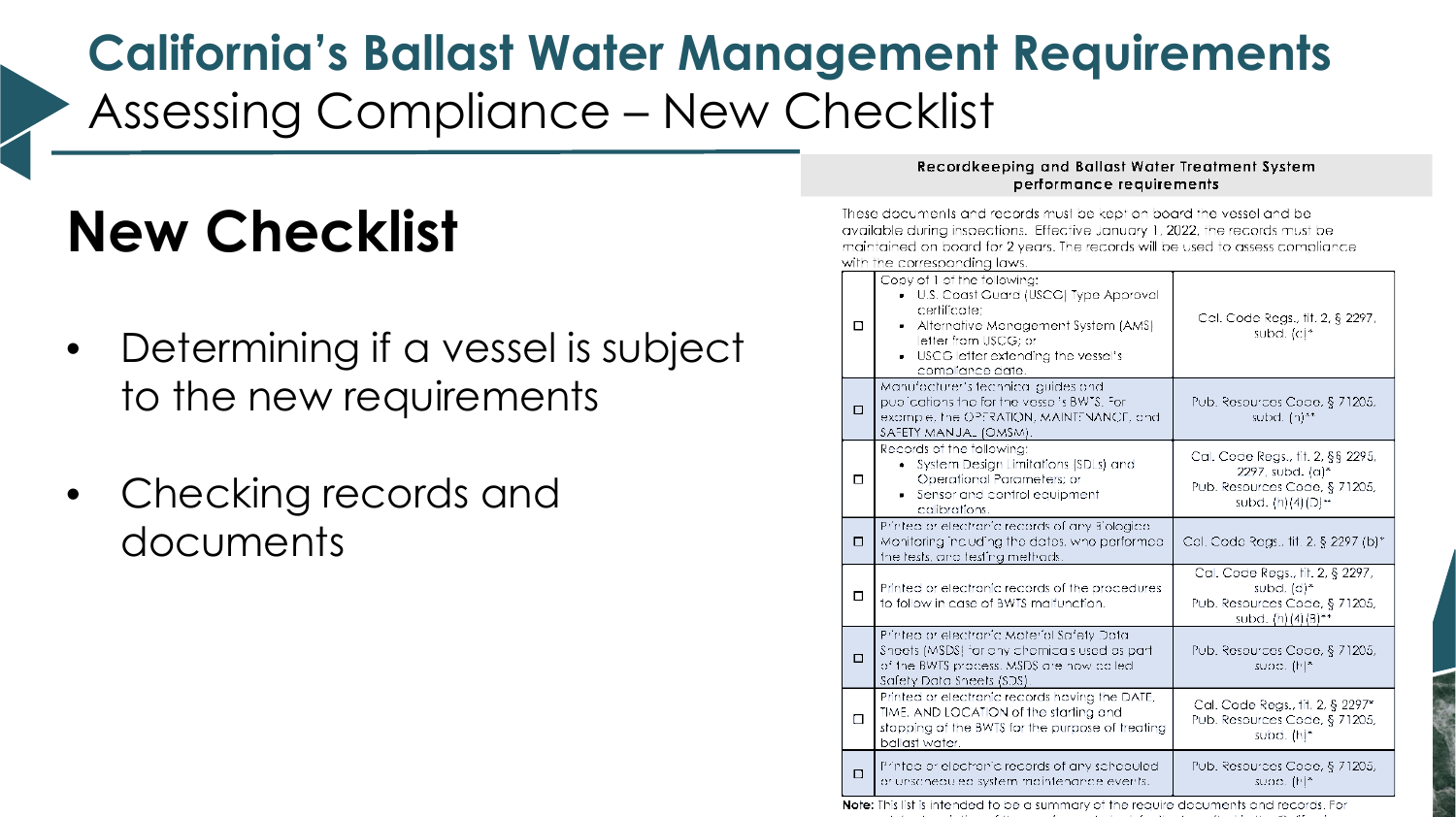# California's Ballast Water Management Requirements

## Assessing Compliance – New Checklist

## New Checklist

- Determining if a vessel is subject to the new requirements
- Checking records and documents

**Recordkeeping and Ballast Water Treatment System performance requirements**

These documents and records must be kept on board the vessel and be available during inspections. Effective January 1, 2022, the records must be maintained on board for 2 years. The records will be used to assess compliance with the corresponding laws.

| | | |
|---|---|---|
| ☐ | Copy of 1 of the following:<br>• U.S. Coast Guard (USCG) Type Approval certificate;<br>• Alternative Management System (AMS) letter from USCG; or<br>• USCG letter extending the vessel's compliance date. | Cal. Code Regs., tit. 2, § 2297, subd. (a)* |
| ☐ | Manufacturer's technical guides and publications the for the vessel's BWTS. For example, the OPERATION, MAINTENANCE, and SAFETY MANUAL (OMSM). | Pub. Resources Code, § 71205, subd. (h)** |
| ☐ | Records of the following:<br>• System Design Limitations (SDLs) and Operational Parameters; or<br>• Sensor and control equipment calibrations. | Cal. Code Regs., tit. 2, §§ 2295, 2297, subd. (a)*<br>Pub. Resources Code, § 71205, subd. (h)(4)(D)** |
| ☐ | Printed or electronic records of any Biological Monitoring including the dates, who performed the tests, and testing methods. | Cal. Code Regs., tit. 2, § 2297 (b)* |
| ☐ | Printed or electronic records of the procedures to follow in case of BWTS malfunction. | Cal. Code Regs., tit. 2, § 2297, subd. (a)*<br>Pub. Resources Code, § 71205, subd. (h)(4)(B)** |
| ☐ | Printed or electronic Material Safety Data Sheets (MSDS) for any chemicals used as part of the BWTS process. MSDS are now called Safety Data Sheets (SDS) | Pub. Resources Code, § 71205, subd. (h)* |
| ☐ | Printed or electronic records having the DATE, TIME, AND LOCATION of the starting and stopping of the BWTS for the purpose of treating ballast water. | Cal. Code Regs., tit. 2, § 2297*<br>Pub. Resources Code, § 71205, subd. (h)* |
| ☐ | Printed or electronic records of any scheduled or unscheduled system maintenance events. | Pub. Resources Code, § 71205, subd. (h)* |

**Note:** This list is intended to be a summary of the required documents and records. For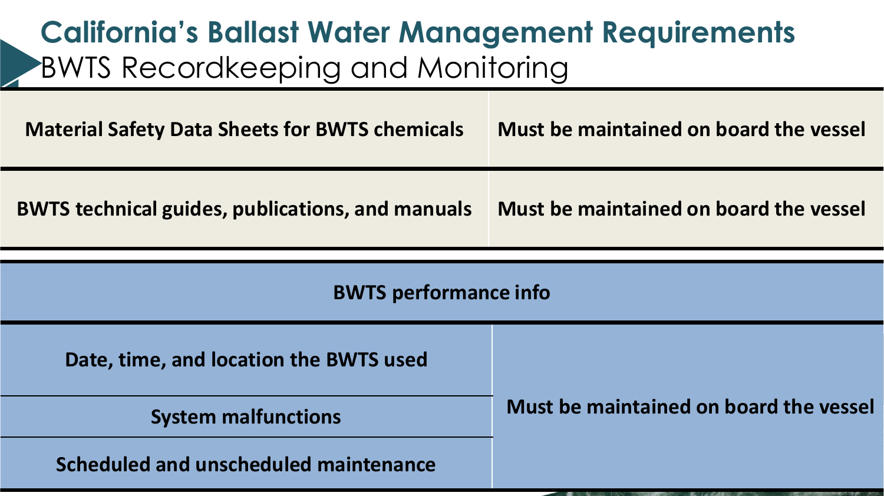# California's Ballast Water Management Requirements

## BWTS Recordkeeping and Monitoring

| | |
|---|---|
| **Material Safety Data Sheets for BWTS chemicals** | **Must be maintained on board the vessel** |
| **BWTS technical guides, publications, and manuals** | **Must be maintained on board the vessel** |

| **BWTS performance info** | |
|---|---|
| **Date, time, and location the BWTS used** | **Must be maintained on board the vessel** |
| **System malfunctions** | |
| **Scheduled and unscheduled maintenance** | |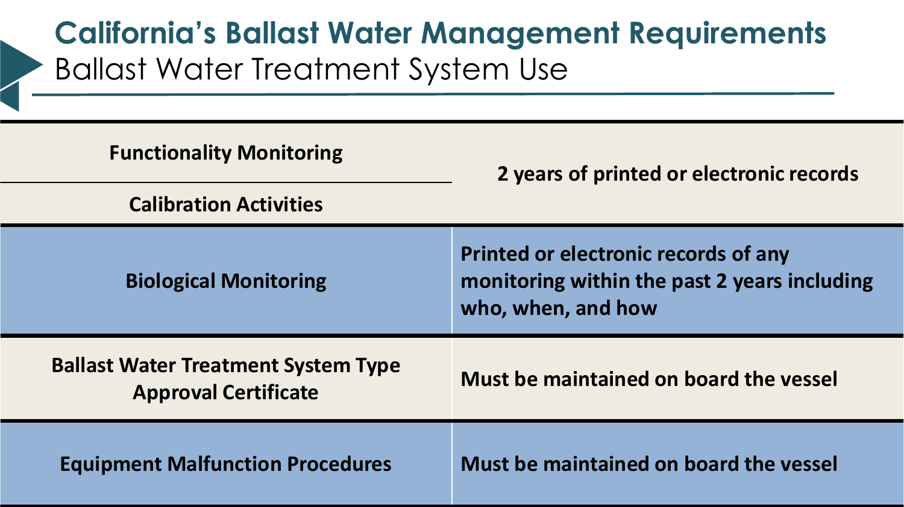# California's Ballast Water Management Requirements

## Ballast Water Treatment System Use

| Item | Requirement |
|---|---|
| **Functionality Monitoring** | **2 years of printed or electronic records** |
| **Calibration Activities** | **2 years of printed or electronic records** |
| **Biological Monitoring** | **Printed or electronic records of any monitoring within the past 2 years including who, when, and how** |
| **Ballast Water Treatment System Type Approval Certificate** | **Must be maintained on board the vessel** |
| **Equipment Malfunction Procedures** | **Must be maintained on board the vessel** |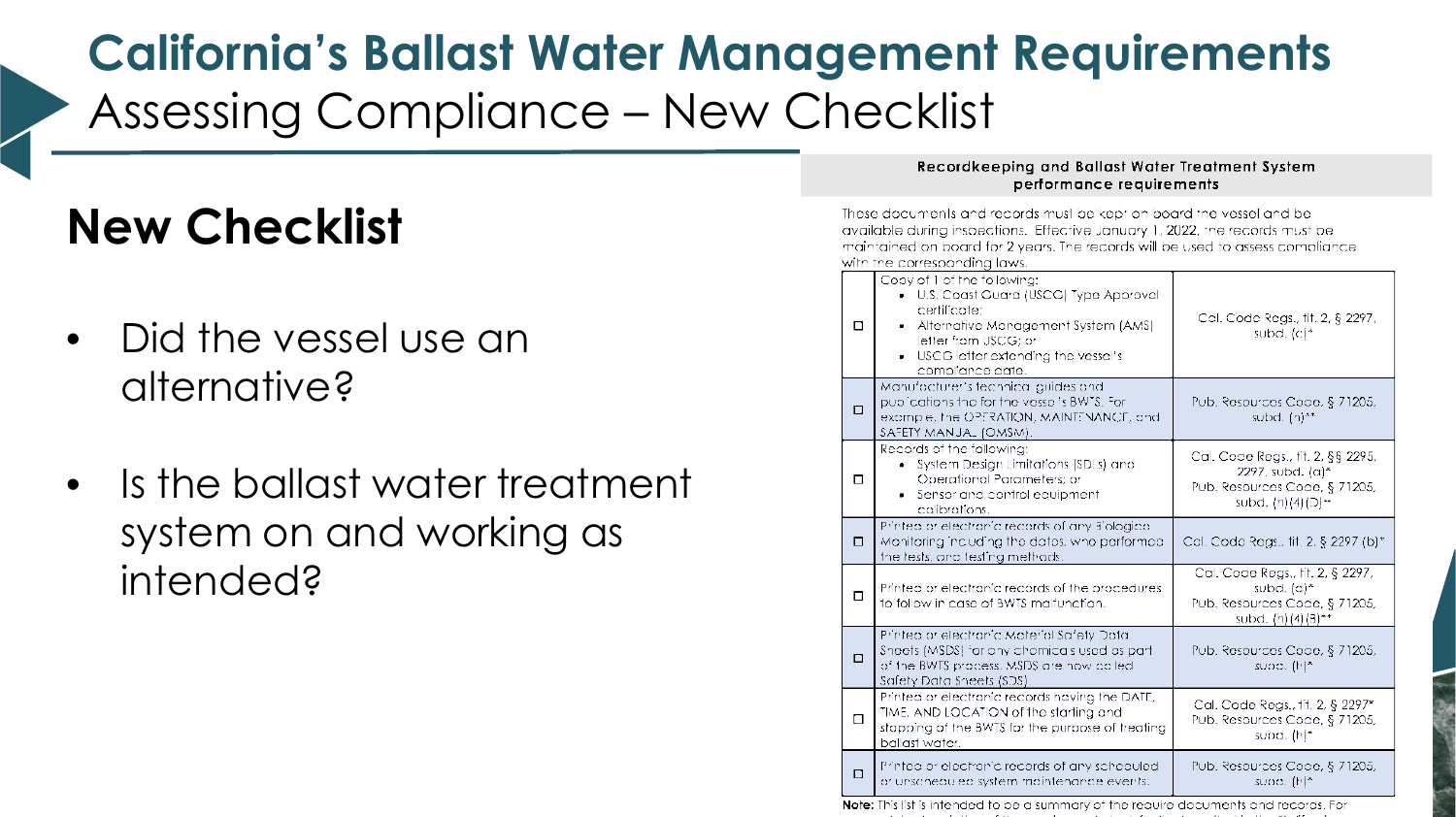# California's Ballast Water Management Requirements

## Assessing Compliance – New Checklist

### New Checklist

- Did the vessel use an alternative?
- Is the ballast water treatment system on and working as intended?

**Recordkeeping and Ballast Water Treatment System performance requirements**

These documents and records must be kept on board the vessel and be available during inspections. Effective January 1, 2022, the records must be maintained on board for 2 years. The records will be used to assess compliance with the corresponding laws.

| | Document/Record | Requirement |
|---|---|---|
| ☐ | Copy of 1 of the following:<br>• U.S. Coast Guard (USCG) Type Approval certificate;<br>• Alternative Management System (AMS) letter from USCG; or<br>• USCG letter extending the vessel's compliance date. | Cal. Code Regs., tit. 2, § 2297, subd. (a)* |
| ☐ | Manufacturer's technical guides and publications the for the vessel's BWTS. For example, the OPERATION, MAINTENANCE, and SAFETY MANUAL (OMSM). | Pub. Resources Code, § 71205, subd. (h)** |
| ☐ | Records of the following:<br>• System Design Limitations (SDLs) and Operational Parameters; or<br>• Sensor and control equipment calibrations. | Cal. Code Regs., tit. 2, §§ 2295, 2297, subd. (a)*<br>Pub. Resources Code, § 71205, subd. (h)(4)(D)** |
| ☐ | Printed or electronic records of any Biological Monitoring including the dates, who performed the tests, and testing methods. | Cal. Code Regs., tit. 2, § 2297 (b)* |
| ☐ | Printed or electronic records of the procedures to follow in case of BWTS malfunction. | Cal. Code Regs., tit. 2, § 2297, subd. (a)*<br>Pub. Resources Code, § 71205, subd. (h)(4)(B)** |
| ☐ | Printed or electronic Material Safety Data Sheets (MSDS) for any chemicals used as part of the BWTS process. MSDS are now called Safety Data Sheets (SDS) | Pub. Resources Code, § 71205, subd. (h)* |
| ☐ | Printed or electronic records having the DATE, TIME, AND LOCATION of the starting and stopping of the BWTS for the purpose of treating ballast water. | Cal. Code Regs., tit. 2, § 2297*<br>Pub. Resources Code, § 71205, subd. (h)* |
| ☐ | Printed or electronic records of any scheduled or unscheduled system maintenance events. | Pub. Resources Code, § 71205, subd. (h)* |

**Note:** This list is intended to be a summary of the required documents and records. For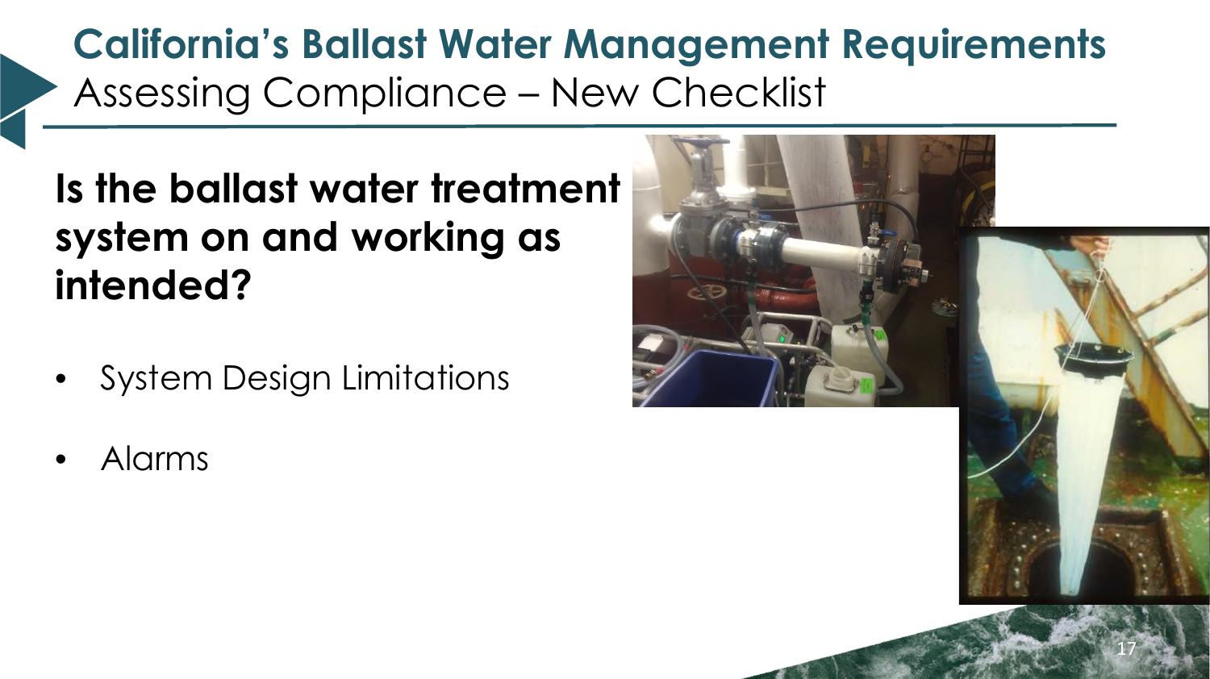# California's Ballast Water Management Requirements

## Assessing Compliance – New Checklist

**Is the ballast water treatment system on and working as intended?**

- System Design Limitations
- Alarms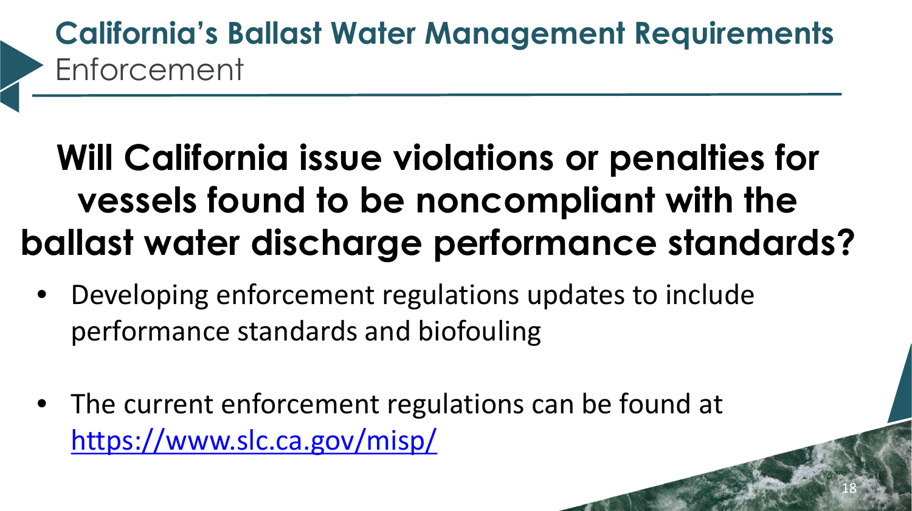# California's Ballast Water Management Requirements
## Enforcement

**Will California issue violations or penalties for vessels found to be noncompliant with the ballast water discharge performance standards?**

- Developing enforcement regulations updates to include performance standards and biofouling
- The current enforcement regulations can be found at https://www.slc.ca.gov/misp/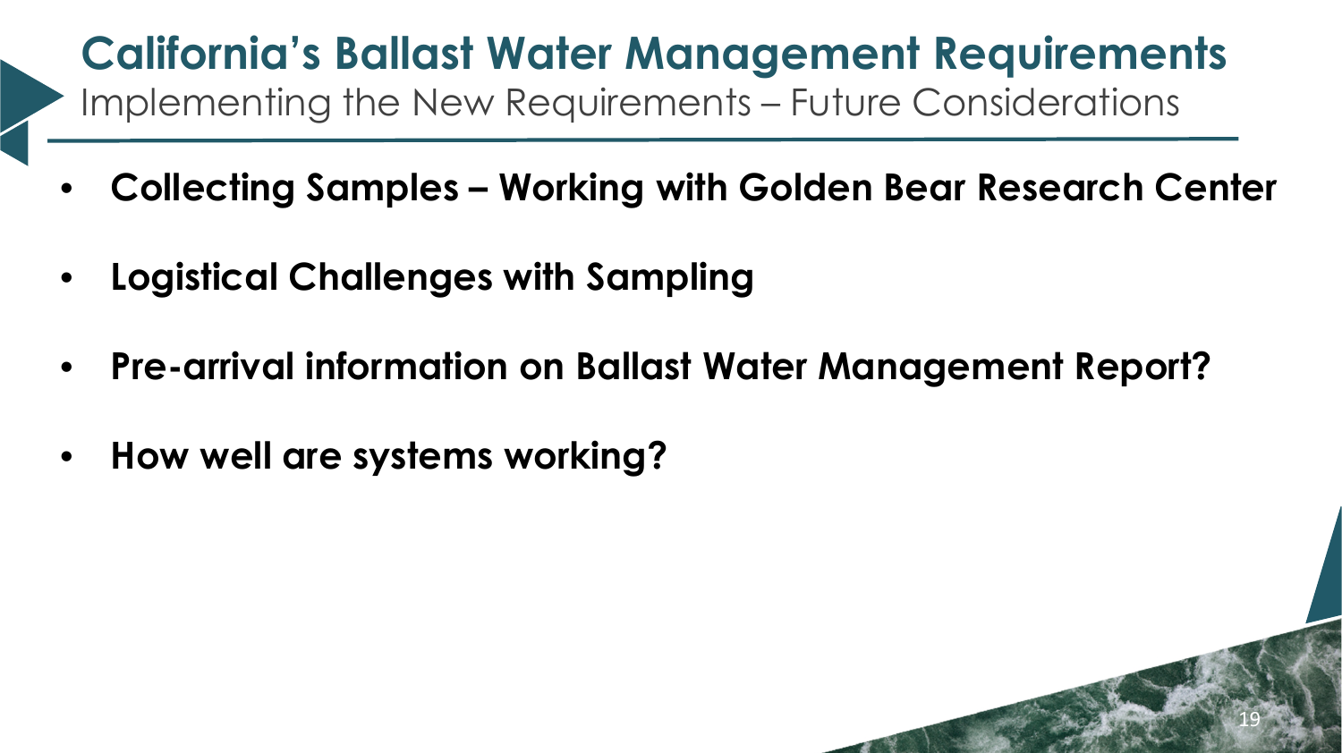# California's Ballast Water Management Requirements

## Implementing the New Requirements – Future Considerations

- **Collecting Samples – Working with Golden Bear Research Center**
- **Logistical Challenges with Sampling**
- **Pre-arrival information on Ballast Water Management Report?**
- **How well are systems working?**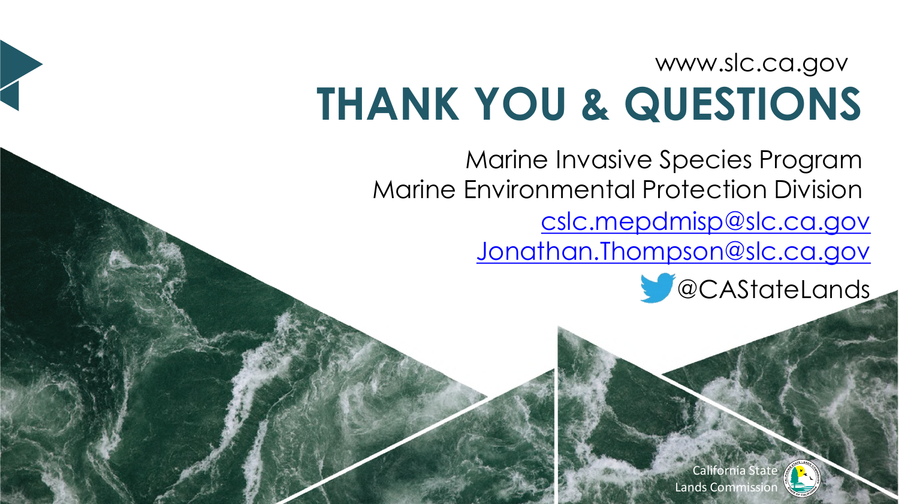www.slc.ca.gov

# THANK YOU & QUESTIONS

Marine Invasive Species Program
Marine Environmental Protection Division

cslc.mepdmisp@slc.ca.gov

Jonathan.Thompson@slc.ca.gov

@CAStateLands

California State Lands Commission